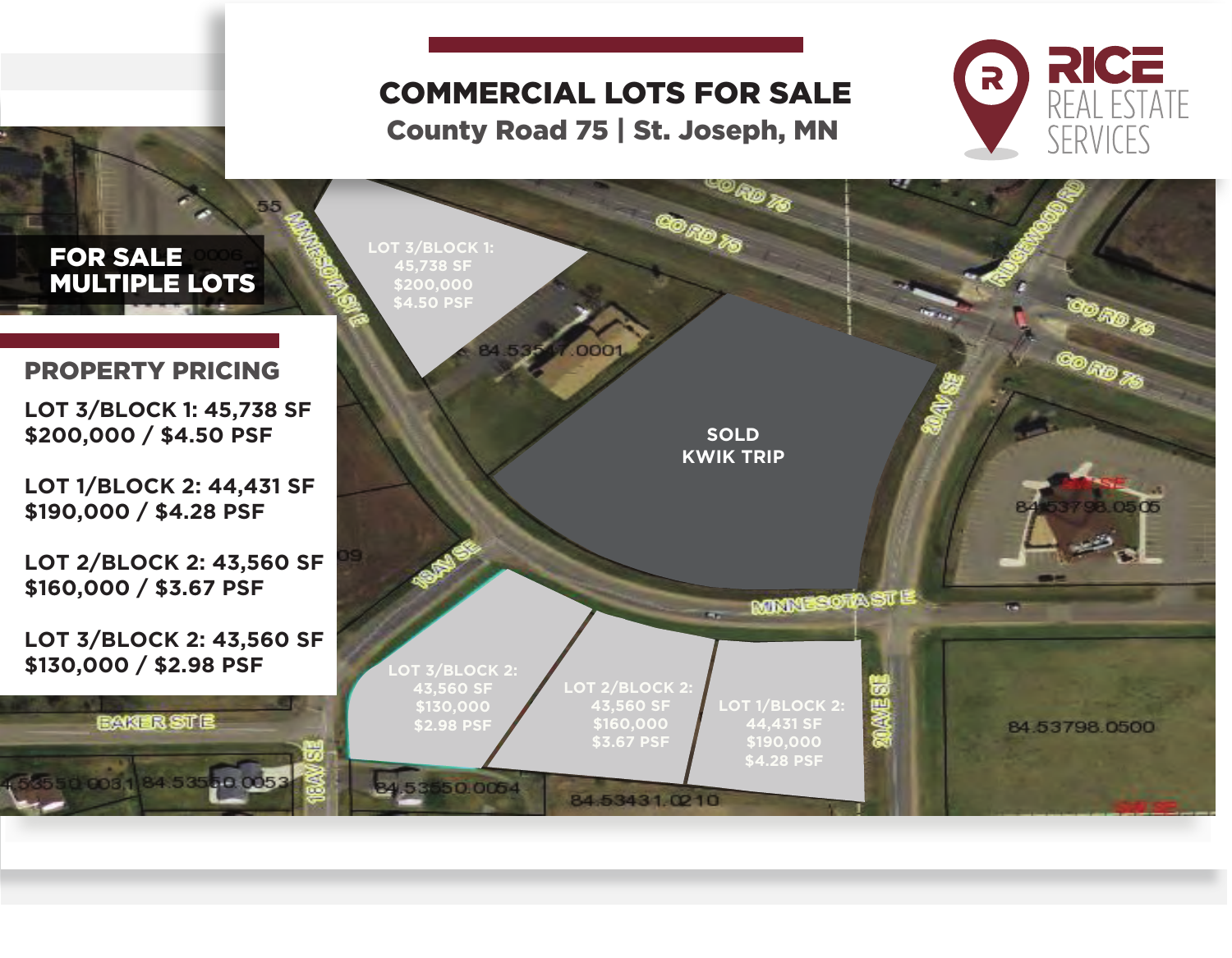# COMMERCIAL LOTS FOR SALE

## County Road 75 | St. Joseph, MN

RICE REAL ESTATE SERVICES

**FOR SALE MULTIPLE LOTS**

## PROPERTY PRICING

**LOT 3/BLOCK 1: 45,738 SF**
**$200,000 / $4.50 PSF**

**LOT 1/BLOCK 2: 44,431 SF**
**$190,000 / $4.28 PSF**

**LOT 2/BLOCK 2: 43,560 SF**
**$160,000 / $3.67 PSF**

**LOT 3/BLOCK 2: 43,560 SF**
**$130,000 / $2.98 PSF**

LOT 3/BLOCK 1: 45,738 SF $200,000 $4.50 PSF

SOLD KWIK TRIP

LOT 3/BLOCK 2: 43,560 SF $130,000 $2.98 PSF

LOT 2/BLOCK 2: 43,560 SF $160,000 $3.67 PSF

LOT 1/BLOCK 2: 44,431 SF $190,000 $4.28 PSF

CO RD 75 · RIDGEWOOD RD · MINNESOTA ST E · 20 AV SE · 18 AV SE · BAKER ST E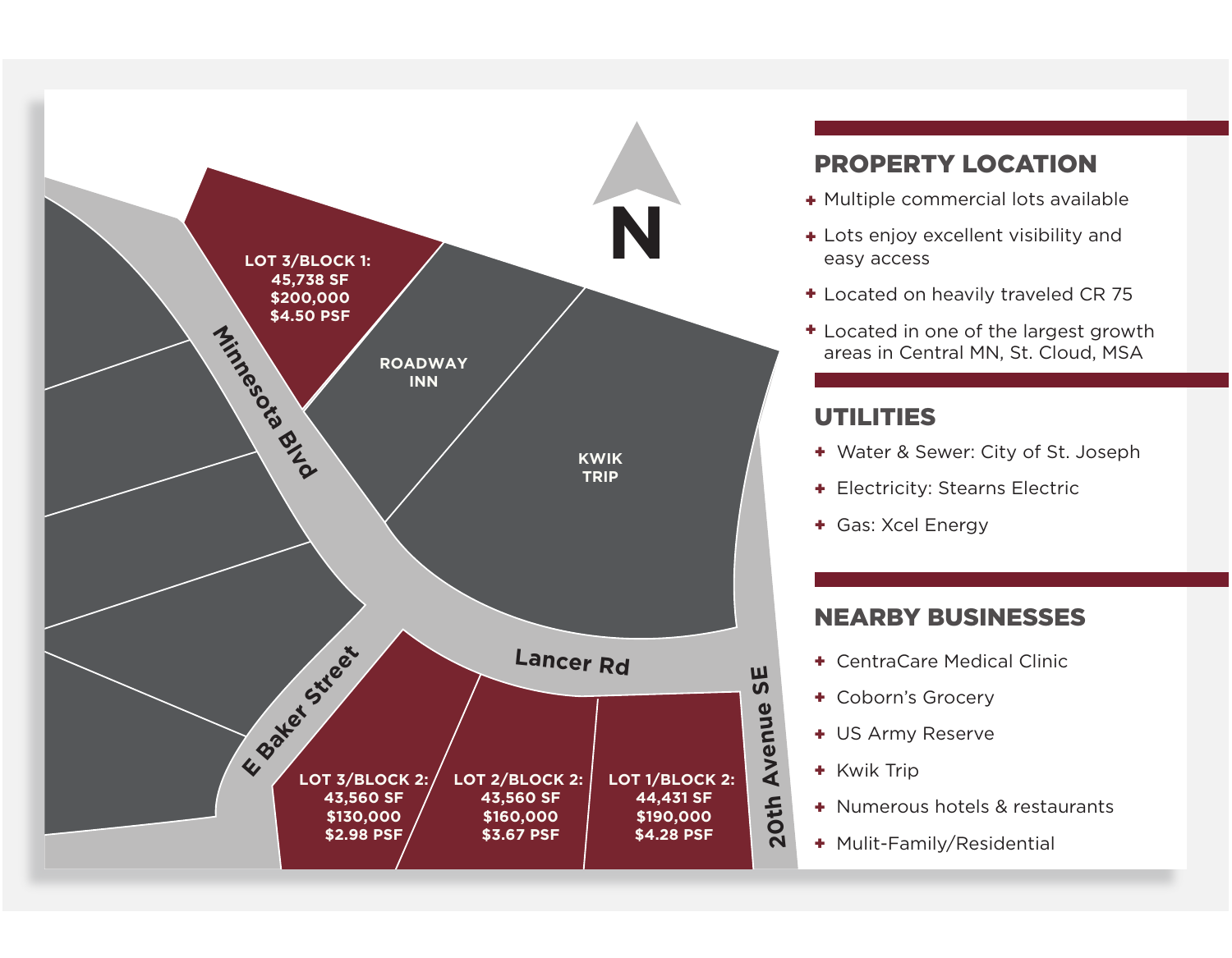N

LOT 3/BLOCK 1:
45,738 SF
$200,000
$4.50 PSF

ROADWAY INN

KWIK TRIP

Minnesota Blvd

Lancer Rd

E Baker Street

20th Avenue SE

LOT 3/BLOCK 2:
43,560 SF
$130,000
$2.98 PSF

LOT 2/BLOCK 2:
43,560 SF
$160,000
$3.67 PSF

LOT 1/BLOCK 2:
44,431 SF
$190,000
$4.28 PSF

## PROPERTY LOCATION

- Multiple commercial lots available
- Lots enjoy excellent visibility and easy access
- Located on heavily traveled CR 75
- Located in one of the largest growth areas in Central MN, St. Cloud, MSA

## UTILITIES

- Water & Sewer: City of St. Joseph
- Electricity: Stearns Electric
- Gas: Xcel Energy

## NEARBY BUSINESSES

- CentraCare Medical Clinic
- Coborn's Grocery
- US Army Reserve
- Kwik Trip
- Numerous hotels & restaurants
- Mulit-Family/Residential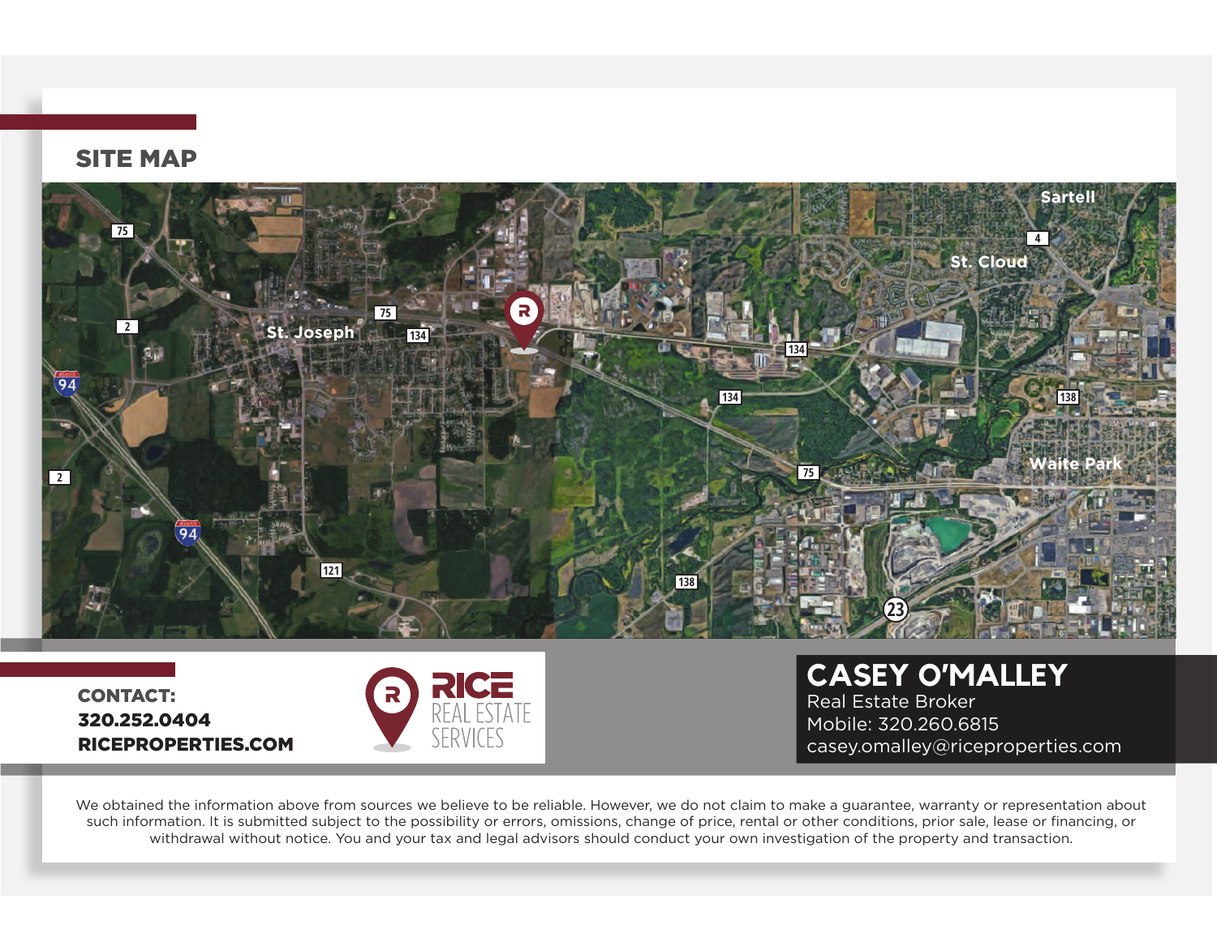## SITE MAP

St. Joseph

St. Cloud

Sartell

Waite Park

75
2
94
134
4
138
121
23

**CONTACT:**
**320.252.0404**
**RICEPROPERTIES.COM**

RICE REAL ESTATE SERVICES

**CASEY O'MALLEY**
Real Estate Broker
Mobile: 320.260.6815
casey.omalley@riceproperties.com

We obtained the information above from sources we believe to be reliable. However, we do not claim to make a guarantee, warranty or representation about such information. It is submitted subject to the possibility or errors, omissions, change of price, rental or other conditions, prior sale, lease or financing, or withdrawal without notice. You and your tax and legal advisors should conduct your own investigation of the property and transaction.